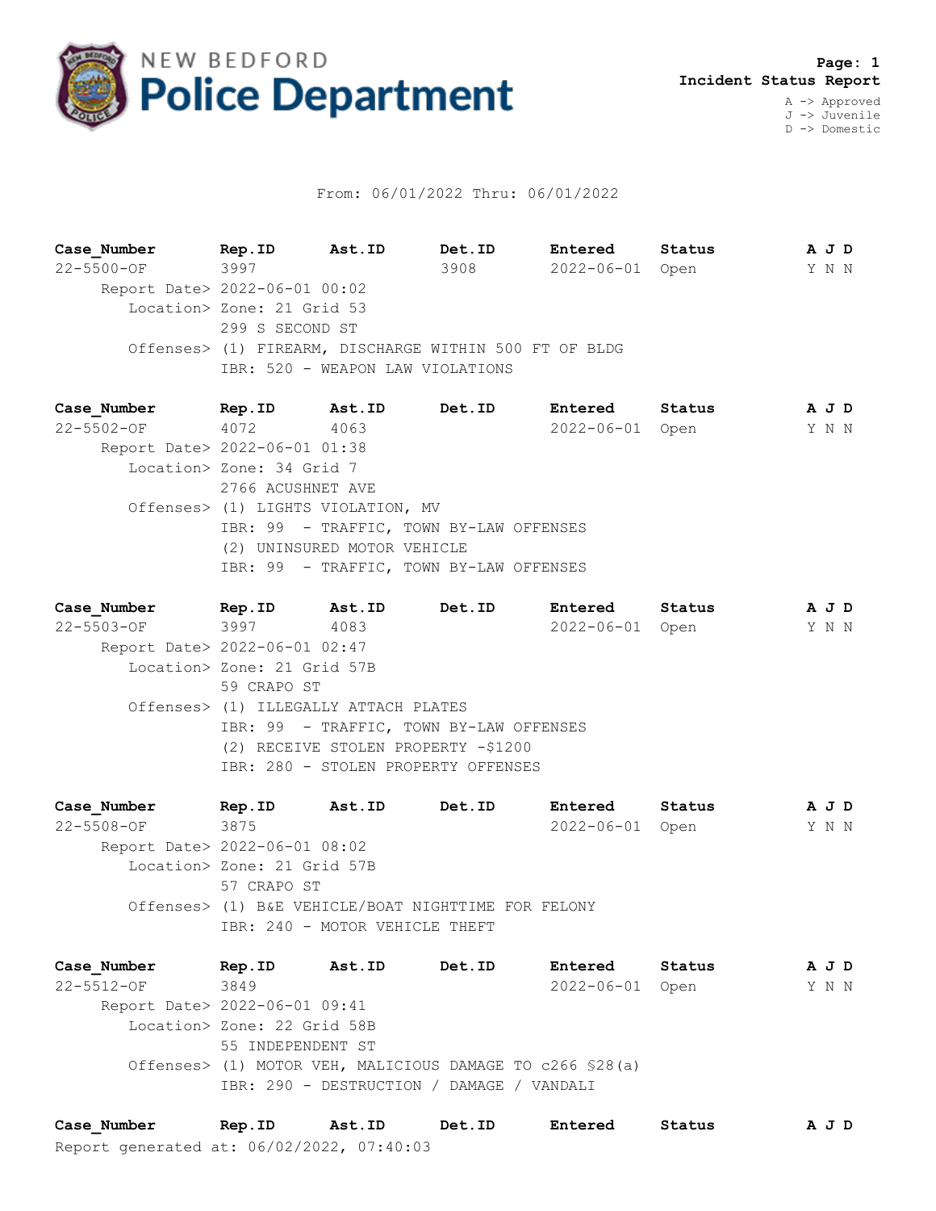# NEW BEDFORD Police Department

**Page: 1**
**Incident Status Report**

A -> Approved
J -> Juvenile
D -> Domestic

From: 06/01/2022 Thru: 06/01/2022

| Case_Number | Rep.ID | Ast.ID | Det.ID | Entered | Status | A J D |
|---|---|---|---|---|---|---|
| 22-5500-OF | 3997 | | 3908 | 2022-06-01 | Open | Y N N |

Report Date> 2022-06-01 00:02
Location> Zone: 21 Grid 53
299 S SECOND ST
Offenses> (1) FIREARM, DISCHARGE WITHIN 500 FT OF BLDG
IBR: 520 - WEAPON LAW VIOLATIONS

| Case_Number | Rep.ID | Ast.ID | Det.ID | Entered | Status | A J D |
|---|---|---|---|---|---|---|
| 22-5502-OF | 4072 | 4063 | | 2022-06-01 | Open | Y N N |

Report Date> 2022-06-01 01:38
Location> Zone: 34 Grid 7
2766 ACUSHNET AVE
Offenses> (1) LIGHTS VIOLATION, MV
IBR: 99 - TRAFFIC, TOWN BY-LAW OFFENSES
(2) UNINSURED MOTOR VEHICLE
IBR: 99 - TRAFFIC, TOWN BY-LAW OFFENSES

| Case_Number | Rep.ID | Ast.ID | Det.ID | Entered | Status | A J D |
|---|---|---|---|---|---|---|
| 22-5503-OF | 3997 | 4083 | | 2022-06-01 | Open | Y N N |

Report Date> 2022-06-01 02:47
Location> Zone: 21 Grid 57B
59 CRAPO ST
Offenses> (1) ILLEGALLY ATTACH PLATES
IBR: 99 - TRAFFIC, TOWN BY-LAW OFFENSES
(2) RECEIVE STOLEN PROPERTY -$1200
IBR: 280 - STOLEN PROPERTY OFFENSES

| Case_Number | Rep.ID | Ast.ID | Det.ID | Entered | Status | A J D |
|---|---|---|---|---|---|---|
| 22-5508-OF | 3875 | | | 2022-06-01 | Open | Y N N |

Report Date> 2022-06-01 08:02
Location> Zone: 21 Grid 57B
57 CRAPO ST
Offenses> (1) B&E VEHICLE/BOAT NIGHTTIME FOR FELONY
IBR: 240 - MOTOR VEHICLE THEFT

| Case_Number | Rep.ID | Ast.ID | Det.ID | Entered | Status | A J D |
|---|---|---|---|---|---|---|
| 22-5512-OF | 3849 | | | 2022-06-01 | Open | Y N N |

Report Date> 2022-06-01 09:41
Location> Zone: 22 Grid 58B
55 INDEPENDENT ST
Offenses> (1) MOTOR VEH, MALICIOUS DAMAGE TO c266 §28(a)
IBR: 290 - DESTRUCTION / DAMAGE / VANDALI

| Case_Number | Rep.ID | Ast.ID | Det.ID | Entered | Status | A J D |
|---|---|---|---|---|---|---|

Report generated at: 06/02/2022, 07:40:03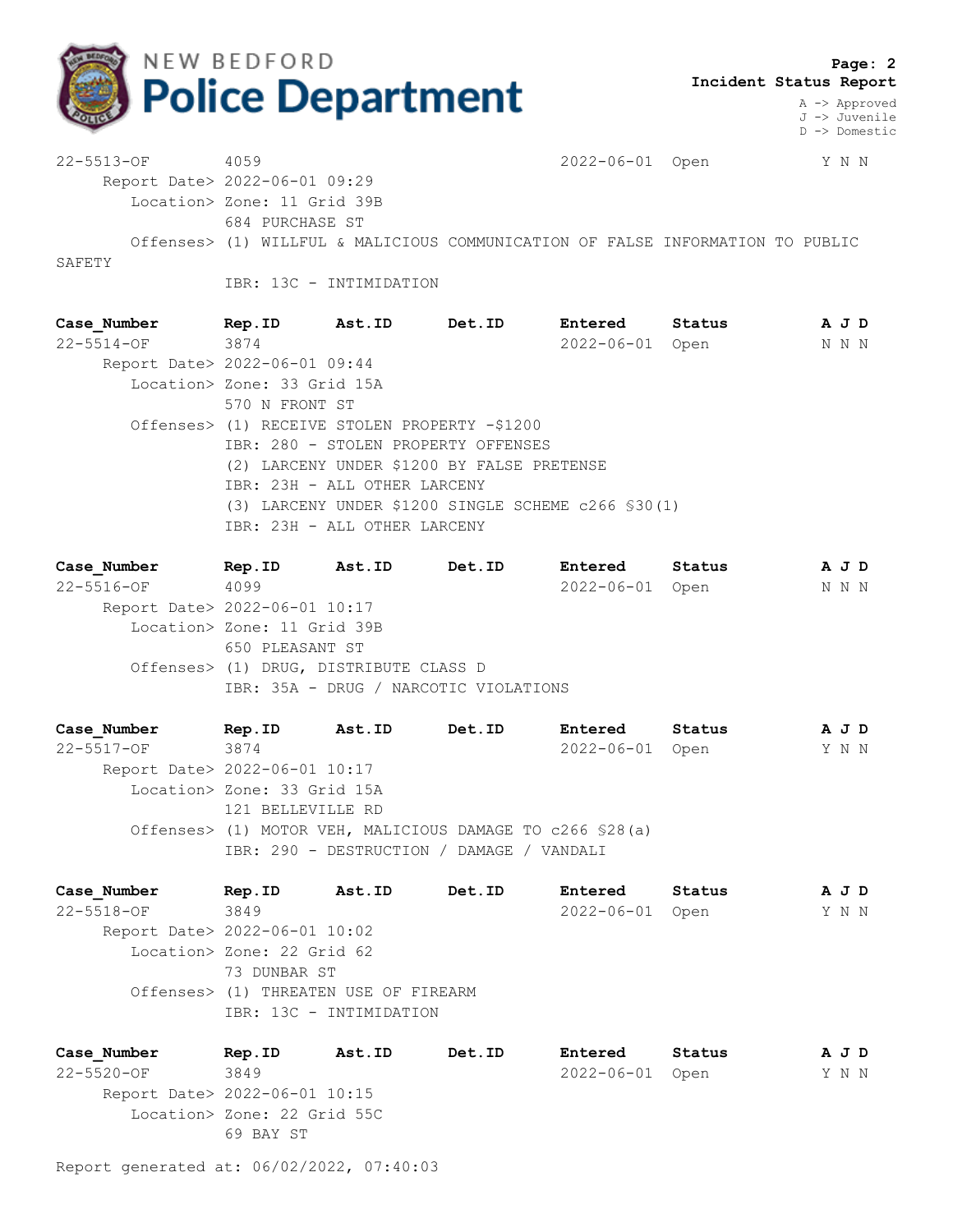**Incident Status Report**

A -> Approved
J -> Juvenile
D -> Domestic

| Case_Number | Rep.ID | Ast.ID | Det.ID | Entered | Status | A J D |
|---|---|---|---|---|---|---|
| 22-5513-OF | 4059 | | | 2022-06-01 | Open | Y N N |

Report Date> 2022-06-01 09:29
Location> Zone: 11 Grid 39B
684 PURCHASE ST
Offenses> (1) WILLFUL & MALICIOUS COMMUNICATION OF FALSE INFORMATION TO PUBLIC SAFETY
IBR: 13C - INTIMIDATION

| Case_Number | Rep.ID | Ast.ID | Det.ID | Entered | Status | A J D |
|---|---|---|---|---|---|---|
| 22-5514-OF | 3874 | | | 2022-06-01 | Open | N N N |

Report Date> 2022-06-01 09:44
Location> Zone: 33 Grid 15A
570 N FRONT ST
Offenses> (1) RECEIVE STOLEN PROPERTY -$1200
IBR: 280 - STOLEN PROPERTY OFFENSES
(2) LARCENY UNDER $1200 BY FALSE PRETENSE
IBR: 23H - ALL OTHER LARCENY
(3) LARCENY UNDER $1200 SINGLE SCHEME c266 §30(1)
IBR: 23H - ALL OTHER LARCENY

| Case_Number | Rep.ID | Ast.ID | Det.ID | Entered | Status | A J D |
|---|---|---|---|---|---|---|
| 22-5516-OF | 4099 | | | 2022-06-01 | Open | N N N |

Report Date> 2022-06-01 10:17
Location> Zone: 11 Grid 39B
650 PLEASANT ST
Offenses> (1) DRUG, DISTRIBUTE CLASS D
IBR: 35A - DRUG / NARCOTIC VIOLATIONS

| Case_Number | Rep.ID | Ast.ID | Det.ID | Entered | Status | A J D |
|---|---|---|---|---|---|---|
| 22-5517-OF | 3874 | | | 2022-06-01 | Open | Y N N |

Report Date> 2022-06-01 10:17
Location> Zone: 33 Grid 15A
121 BELLEVILLE RD
Offenses> (1) MOTOR VEH, MALICIOUS DAMAGE TO c266 §28(a)
IBR: 290 - DESTRUCTION / DAMAGE / VANDALI

| Case_Number | Rep.ID | Ast.ID | Det.ID | Entered | Status | A J D |
|---|---|---|---|---|---|---|
| 22-5518-OF | 3849 | | | 2022-06-01 | Open | Y N N |

Report Date> 2022-06-01 10:02
Location> Zone: 22 Grid 62
73 DUNBAR ST
Offenses> (1) THREATEN USE OF FIREARM
IBR: 13C - INTIMIDATION

| Case_Number | Rep.ID | Ast.ID | Det.ID | Entered | Status | A J D |
|---|---|---|---|---|---|---|
| 22-5520-OF | 3849 | | | 2022-06-01 | Open | Y N N |

Report Date> 2022-06-01 10:15
Location> Zone: 22 Grid 55C
69 BAY ST

Report generated at: 06/02/2022, 07:40:03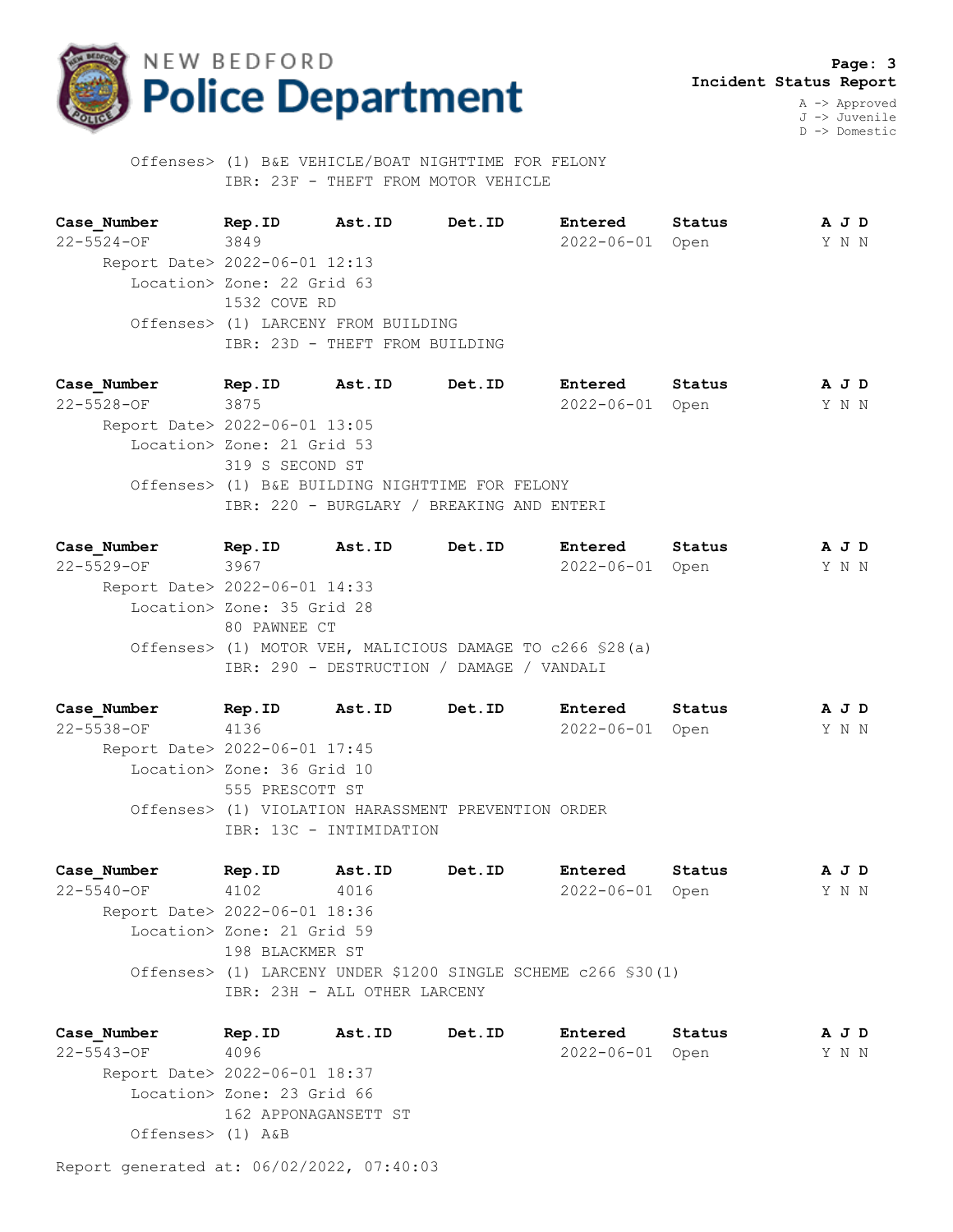**Incident Status Report**

A -> Approved
J -> Juvenile
D -> Domestic

Offenses> (1) B&E VEHICLE/BOAT NIGHTTIME FOR FELONY
IBR: 23F - THEFT FROM MOTOR VEHICLE

| Case_Number | Rep.ID | Ast.ID | Det.ID | Entered | Status | A J D |
|---|---|---|---|---|---|---|
| 22-5524-OF | 3849 | | | 2022-06-01 | Open | Y N N |

Report Date> 2022-06-01 12:13
Location> Zone: 22 Grid 63
1532 COVE RD
Offenses> (1) LARCENY FROM BUILDING
IBR: 23D - THEFT FROM BUILDING

| Case_Number | Rep.ID | Ast.ID | Det.ID | Entered | Status | A J D |
|---|---|---|---|---|---|---|
| 22-5528-OF | 3875 | | | 2022-06-01 | Open | Y N N |

Report Date> 2022-06-01 13:05
Location> Zone: 21 Grid 53
319 S SECOND ST
Offenses> (1) B&E BUILDING NIGHTTIME FOR FELONY
IBR: 220 - BURGLARY / BREAKING AND ENTERI

| Case_Number | Rep.ID | Ast.ID | Det.ID | Entered | Status | A J D |
|---|---|---|---|---|---|---|
| 22-5529-OF | 3967 | | | 2022-06-01 | Open | Y N N |

Report Date> 2022-06-01 14:33
Location> Zone: 35 Grid 28
80 PAWNEE CT
Offenses> (1) MOTOR VEH, MALICIOUS DAMAGE TO c266 §28(a)
IBR: 290 - DESTRUCTION / DAMAGE / VANDALI

| Case_Number | Rep.ID | Ast.ID | Det.ID | Entered | Status | A J D |
|---|---|---|---|---|---|---|
| 22-5538-OF | 4136 | | | 2022-06-01 | Open | Y N N |

Report Date> 2022-06-01 17:45
Location> Zone: 36 Grid 10
555 PRESCOTT ST
Offenses> (1) VIOLATION HARASSMENT PREVENTION ORDER
IBR: 13C - INTIMIDATION

| Case_Number | Rep.ID | Ast.ID | Det.ID | Entered | Status | A J D |
|---|---|---|---|---|---|---|
| 22-5540-OF | 4102 | 4016 | | 2022-06-01 | Open | Y N N |

Report Date> 2022-06-01 18:36
Location> Zone: 21 Grid 59
198 BLACKMER ST
Offenses> (1) LARCENY UNDER $1200 SINGLE SCHEME c266 §30(1)
IBR: 23H - ALL OTHER LARCENY

| Case_Number | Rep.ID | Ast.ID | Det.ID | Entered | Status | A J D |
|---|---|---|---|---|---|---|
| 22-5543-OF | 4096 | | | 2022-06-01 | Open | Y N N |

Report Date> 2022-06-01 18:37
Location> Zone: 23 Grid 66
162 APPONAGANSETT ST
Offenses> (1) A&B

Report generated at: 06/02/2022, 07:40:03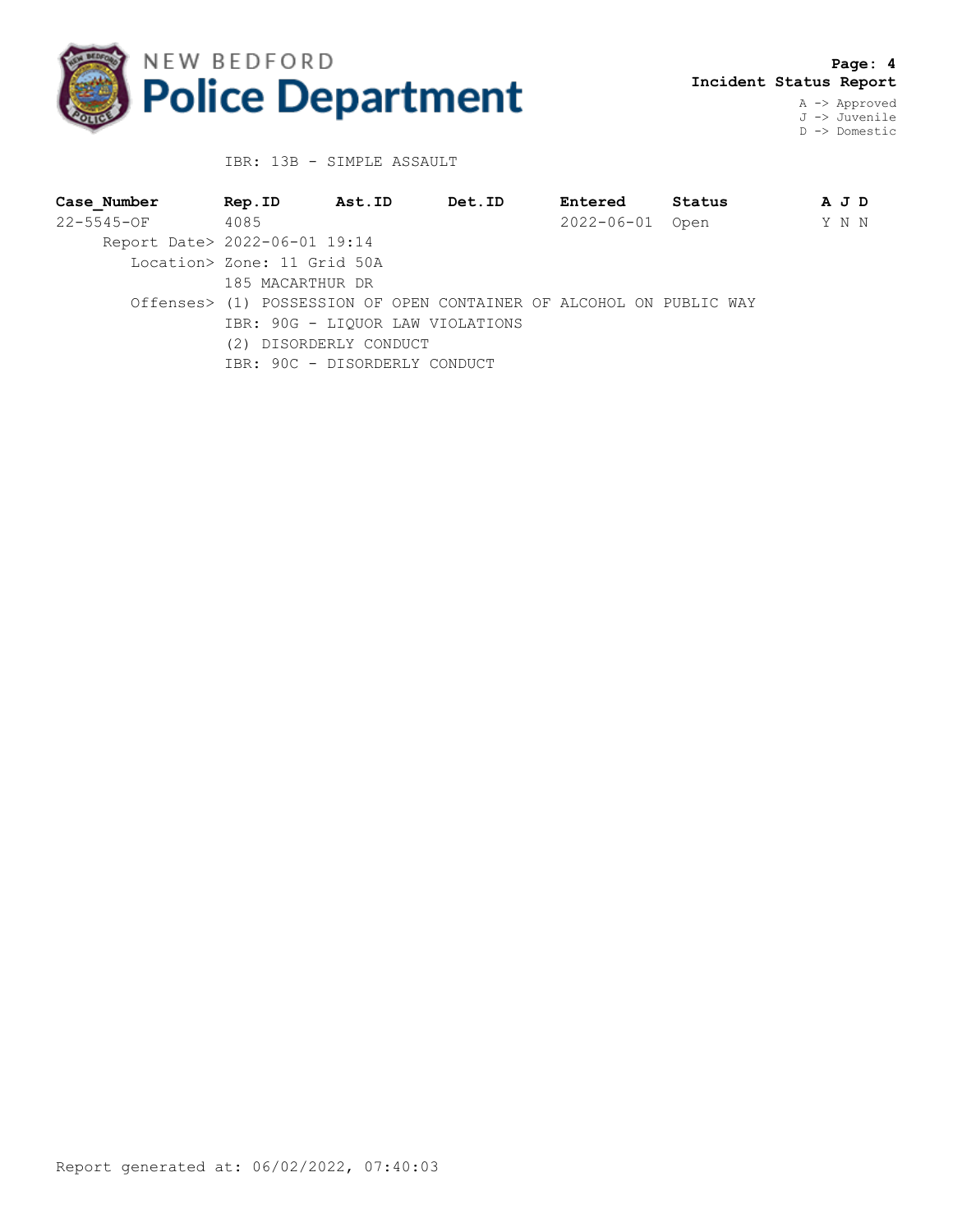# NEW BEDFORD Police Department

**Incident Status Report**

A -> Approved
J -> Juvenile
D -> Domestic

IBR: 13B - SIMPLE ASSAULT

| Case_Number | Rep.ID | Ast.ID | Det.ID | Entered | Status | A J D |
|---|---|---|---|---|---|---|
| 22-5545-OF | 4085 | | | 2022-06-01 | Open | Y N N |

Report Date> 2022-06-01 19:14

Location> Zone: 11 Grid 50A
185 MACARTHUR DR

Offenses> (1) POSSESSION OF OPEN CONTAINER OF ALCOHOL ON PUBLIC WAY
IBR: 90G - LIQUOR LAW VIOLATIONS
(2) DISORDERLY CONDUCT
IBR: 90C - DISORDERLY CONDUCT

Report generated at: 06/02/2022, 07:40:03